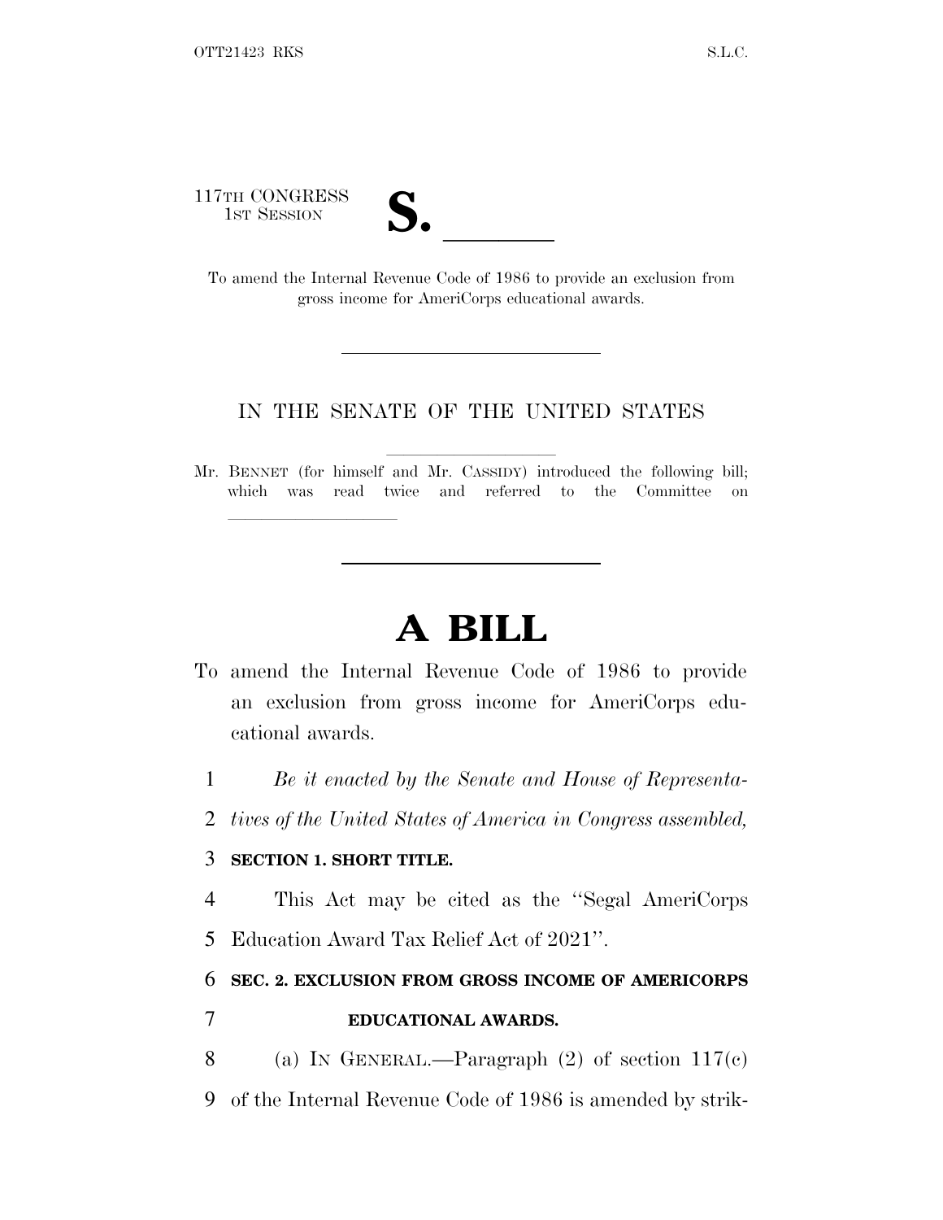117TH CONGRESS
1ST SESSION

# S. \_\_\_\_\_\_

To amend the Internal Revenue Code of 1986 to provide an exclusion from gross income for AmeriCorps educational awards.

---

IN THE SENATE OF THE UNITED STATES

Mr. BENNET (for himself and Mr. CASSIDY) introduced the following bill; which was read twice and referred to the Committee on \_\_\_\_\_\_\_\_\_\_

---

# A BILL

To amend the Internal Revenue Code of 1986 to provide an exclusion from gross income for AmeriCorps educational awards.

1 *Be it enacted by the Senate and House of Representa-*
2 *tives of the United States of America in Congress assembled,*

3 **SECTION 1. SHORT TITLE.**

4 This Act may be cited as the "Segal AmeriCorps
5 Education Award Tax Relief Act of 2021".

6 **SEC. 2. EXCLUSION FROM GROSS INCOME OF AMERICORPS**
7 **EDUCATIONAL AWARDS.**

8 (a) IN GENERAL.—Paragraph (2) of section 117(c)
9 of the Internal Revenue Code of 1986 is amended by strik-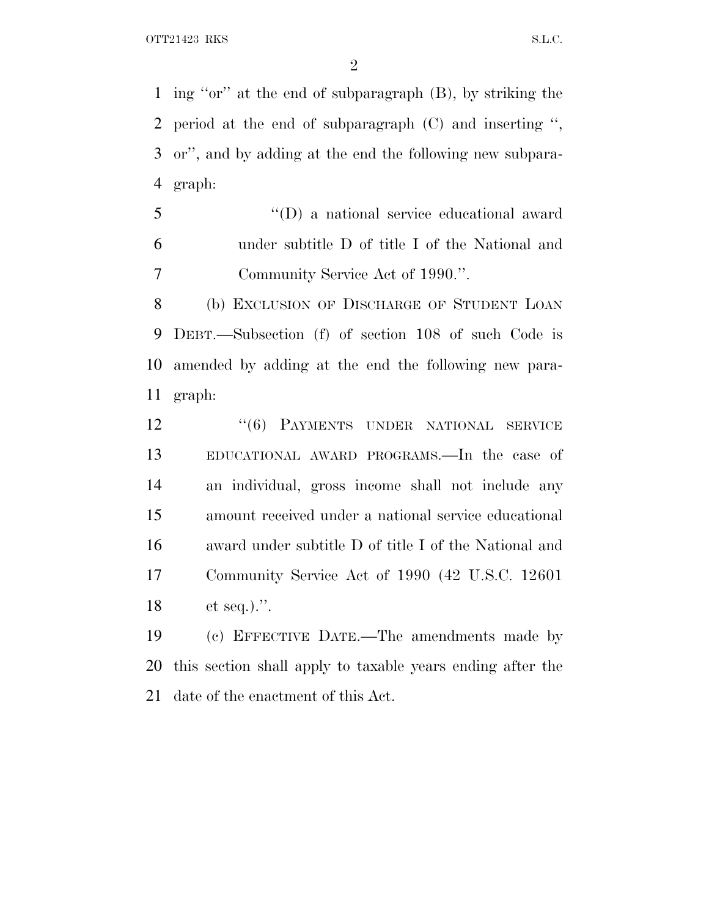ing "or" at the end of subparagraph (B), by striking the period at the end of subparagraph (C) and inserting ", or", and by adding at the end the following new subparagraph:

> "(D) a national service educational award under subtitle D of title I of the National and Community Service Act of 1990.".

(b) EXCLUSION OF DISCHARGE OF STUDENT LOAN DEBT.—Subsection (f) of section 108 of such Code is amended by adding at the end the following new paragraph:

> "(6) PAYMENTS UNDER NATIONAL SERVICE EDUCATIONAL AWARD PROGRAMS.—In the case of an individual, gross income shall not include any amount received under a national service educational award under subtitle D of title I of the National and Community Service Act of 1990 (42 U.S.C. 12601 et seq.).".

(c) EFFECTIVE DATE.—The amendments made by this section shall apply to taxable years ending after the date of the enactment of this Act.